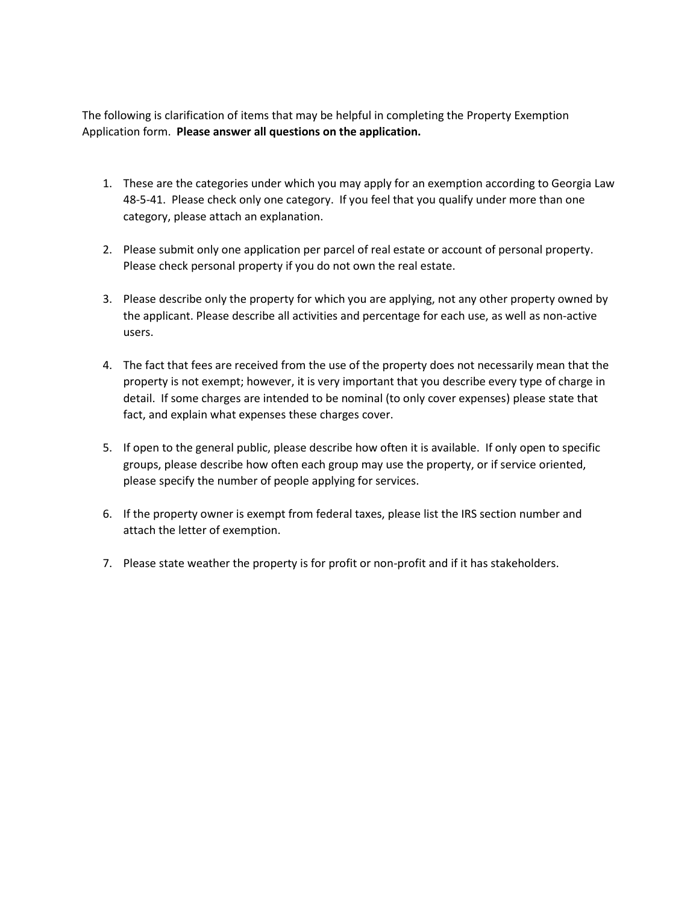The following is clarification of items that may be helpful in completing the Property Exemption Application form. **Please answer all questions on the application.**

1. These are the categories under which you may apply for an exemption according to Georgia Law 48-5-41. Please check only one category. If you feel that you qualify under more than one category, please attach an explanation.

2. Please submit only one application per parcel of real estate or account of personal property. Please check personal property if you do not own the real estate.

3. Please describe only the property for which you are applying, not any other property owned by the applicant. Please describe all activities and percentage for each use, as well as non-active users.

4. The fact that fees are received from the use of the property does not necessarily mean that the property is not exempt; however, it is very important that you describe every type of charge in detail. If some charges are intended to be nominal (to only cover expenses) please state that fact, and explain what expenses these charges cover.

5. If open to the general public, please describe how often it is available. If only open to specific groups, please describe how often each group may use the property, or if service oriented, please specify the number of people applying for services.

6. If the property owner is exempt from federal taxes, please list the IRS section number and attach the letter of exemption.

7. Please state weather the property is for profit or non-profit and if it has stakeholders.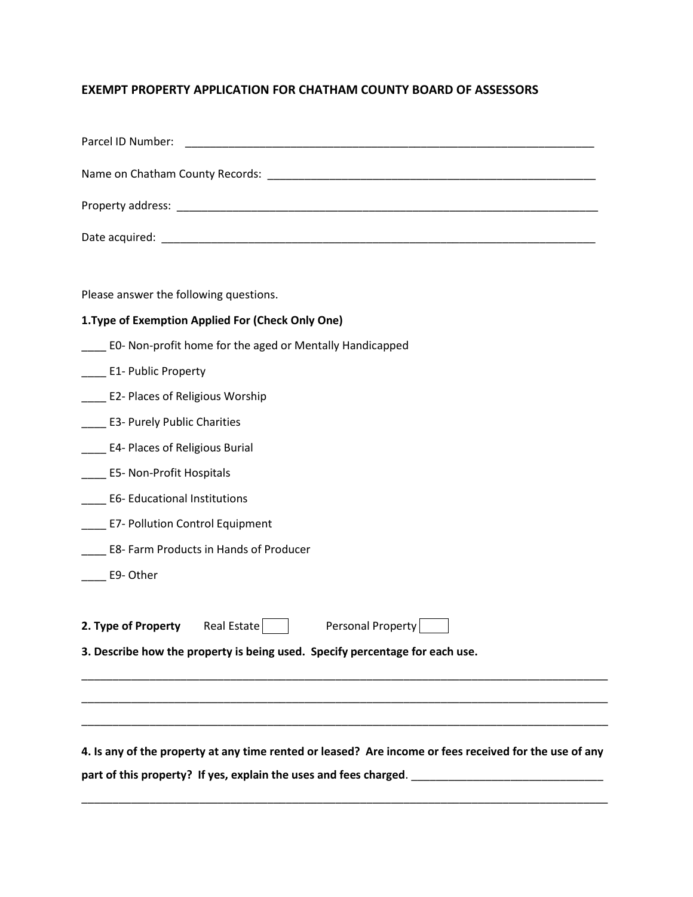## EXEMPT PROPERTY APPLICATION FOR CHATHAM COUNTY BOARD OF ASSESSORS

Parcel ID Number: ____________________________________________________________________

Name on Chatham County Records: _______________________________________________________

Property address: ______________________________________________________________________

Date acquired: _________________________________________________________________________

Please answer the following questions.

**1.Type of Exemption Applied For (Check Only One)**

____ E0- Non-profit home for the aged or Mentally Handicapped

____ E1- Public Property

____ E2- Places of Religious Worship

____ E3- Purely Public Charities

____ E4- Places of Religious Burial

____ E5- Non-Profit Hospitals

____ E6- Educational Institutions

____ E7- Pollution Control Equipment

____ E8- Farm Products in Hands of Producer

____ E9- Other

**2. Type of Property** Real Estate ☐ Personal Property ☐

**3. Describe how the property is being used. Specify percentage for each use.**

_____________________________________________________________________________________

_____________________________________________________________________________________

_____________________________________________________________________________________

**4. Is any of the property at any time rented or leased? Are income or fees received for the use of any part of this property? If yes, explain the uses and fees charged**. _______________________________

_____________________________________________________________________________________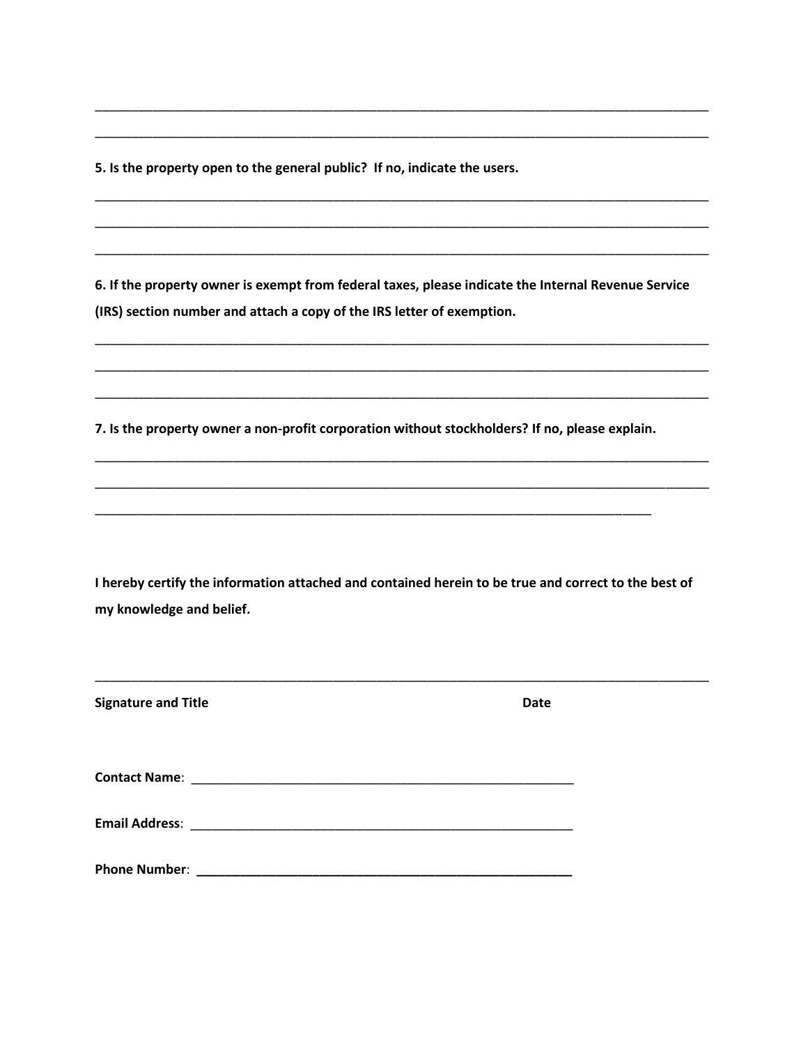\_\_\_\_\_\_\_\_\_\_\_\_\_\_\_\_\_\_\_\_\_\_\_\_\_\_\_\_\_\_\_\_\_\_\_\_\_\_\_\_\_\_\_\_\_\_\_\_\_\_\_\_\_\_\_\_\_\_\_\_\_\_\_\_\_\_\_\_\_\_\_\_\_\_\_\_\_\_\_\_\_\_\_\_\_\_\_\_\_\_

\_\_\_\_\_\_\_\_\_\_\_\_\_\_\_\_\_\_\_\_\_\_\_\_\_\_\_\_\_\_\_\_\_\_\_\_\_\_\_\_\_\_\_\_\_\_\_\_\_\_\_\_\_\_\_\_\_\_\_\_\_\_\_\_\_\_\_\_\_\_\_\_\_\_\_\_\_\_\_\_\_\_\_\_\_\_\_\_\_\_

**5. Is the property open to the general public? If no, indicate the users.**

\_\_\_\_\_\_\_\_\_\_\_\_\_\_\_\_\_\_\_\_\_\_\_\_\_\_\_\_\_\_\_\_\_\_\_\_\_\_\_\_\_\_\_\_\_\_\_\_\_\_\_\_\_\_\_\_\_\_\_\_\_\_\_\_\_\_\_\_\_\_\_\_\_\_\_\_\_\_\_\_\_\_\_\_\_\_\_\_\_\_

\_\_\_\_\_\_\_\_\_\_\_\_\_\_\_\_\_\_\_\_\_\_\_\_\_\_\_\_\_\_\_\_\_\_\_\_\_\_\_\_\_\_\_\_\_\_\_\_\_\_\_\_\_\_\_\_\_\_\_\_\_\_\_\_\_\_\_\_\_\_\_\_\_\_\_\_\_\_\_\_\_\_\_\_\_\_\_\_\_\_

\_\_\_\_\_\_\_\_\_\_\_\_\_\_\_\_\_\_\_\_\_\_\_\_\_\_\_\_\_\_\_\_\_\_\_\_\_\_\_\_\_\_\_\_\_\_\_\_\_\_\_\_\_\_\_\_\_\_\_\_\_\_\_\_\_\_\_\_\_\_\_\_\_\_\_\_\_\_\_\_\_\_\_\_\_\_\_\_\_\_

**6. If the property owner is exempt from federal taxes, please indicate the Internal Revenue Service (IRS) section number and attach a copy of the IRS letter of exemption.**

\_\_\_\_\_\_\_\_\_\_\_\_\_\_\_\_\_\_\_\_\_\_\_\_\_\_\_\_\_\_\_\_\_\_\_\_\_\_\_\_\_\_\_\_\_\_\_\_\_\_\_\_\_\_\_\_\_\_\_\_\_\_\_\_\_\_\_\_\_\_\_\_\_\_\_\_\_\_\_\_\_\_\_\_\_\_\_\_\_\_

\_\_\_\_\_\_\_\_\_\_\_\_\_\_\_\_\_\_\_\_\_\_\_\_\_\_\_\_\_\_\_\_\_\_\_\_\_\_\_\_\_\_\_\_\_\_\_\_\_\_\_\_\_\_\_\_\_\_\_\_\_\_\_\_\_\_\_\_\_\_\_\_\_\_\_\_\_\_\_\_\_\_\_\_\_\_\_\_\_\_

\_\_\_\_\_\_\_\_\_\_\_\_\_\_\_\_\_\_\_\_\_\_\_\_\_\_\_\_\_\_\_\_\_\_\_\_\_\_\_\_\_\_\_\_\_\_\_\_\_\_\_\_\_\_\_\_\_\_\_\_\_\_\_\_\_\_\_\_\_\_\_\_\_\_\_\_\_\_\_\_\_\_\_\_\_\_\_\_\_\_

**7. Is the property owner a non-profit corporation without stockholders? If no, please explain.**

\_\_\_\_\_\_\_\_\_\_\_\_\_\_\_\_\_\_\_\_\_\_\_\_\_\_\_\_\_\_\_\_\_\_\_\_\_\_\_\_\_\_\_\_\_\_\_\_\_\_\_\_\_\_\_\_\_\_\_\_\_\_\_\_\_\_\_\_\_\_\_\_\_\_\_\_\_\_\_\_\_\_\_\_\_\_\_\_\_\_

\_\_\_\_\_\_\_\_\_\_\_\_\_\_\_\_\_\_\_\_\_\_\_\_\_\_\_\_\_\_\_\_\_\_\_\_\_\_\_\_\_\_\_\_\_\_\_\_\_\_\_\_\_\_\_\_\_\_\_\_\_\_\_\_\_\_\_\_\_\_\_\_\_\_\_\_\_\_\_\_\_\_\_\_\_\_\_\_\_\_

\_\_\_\_\_\_\_\_\_\_\_\_\_\_\_\_\_\_\_\_\_\_\_\_\_\_\_\_\_\_\_\_\_\_\_\_\_\_\_\_\_\_\_\_\_\_\_\_\_\_\_\_\_\_\_\_\_\_\_\_\_\_\_\_\_\_\_\_\_\_\_\_\_\_\_\_\_\_\_\_\_\_\_\_

**I hereby certify the information attached and contained herein to be true and correct to the best of my knowledge and belief.**

\_\_\_\_\_\_\_\_\_\_\_\_\_\_\_\_\_\_\_\_\_\_\_\_\_\_\_\_\_\_\_\_\_\_\_\_\_\_\_\_\_\_\_\_\_\_\_\_\_\_\_\_\_\_\_\_\_\_\_\_\_\_\_\_\_\_\_\_\_\_\_\_\_\_\_\_\_\_\_\_\_\_\_\_\_\_\_\_\_\_

**Signature and Title** **Date**

**Contact Name**: \_\_\_\_\_\_\_\_\_\_\_\_\_\_\_\_\_\_\_\_\_\_\_\_\_\_\_\_\_\_\_\_\_\_\_\_\_\_\_\_\_\_\_\_\_\_\_\_\_\_\_\_\_\_\_\_

**Email Address**: \_\_\_\_\_\_\_\_\_\_\_\_\_\_\_\_\_\_\_\_\_\_\_\_\_\_\_\_\_\_\_\_\_\_\_\_\_\_\_\_\_\_\_\_\_\_\_\_\_\_\_\_\_\_\_\_

**Phone Number**: \_\_\_\_\_\_\_\_\_\_\_\_\_\_\_\_\_\_\_\_\_\_\_\_\_\_\_\_\_\_\_\_\_\_\_\_\_\_\_\_\_\_\_\_\_\_\_\_\_\_\_\_\_\_\_\_